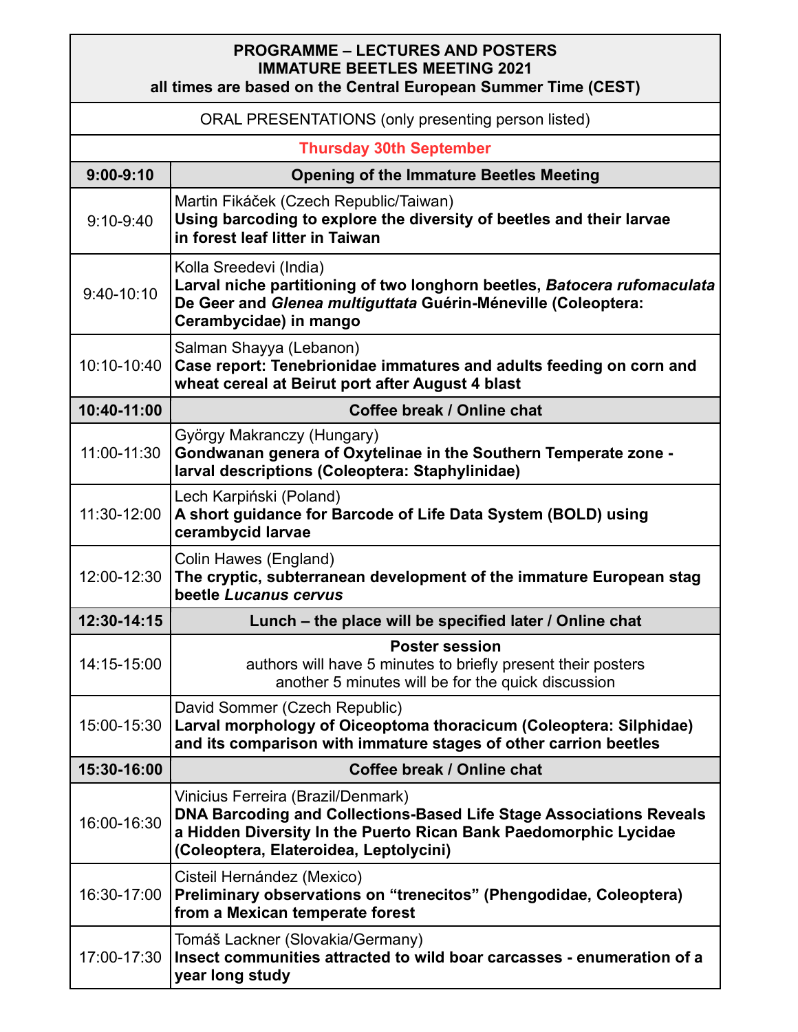**PROGRAMME – LECTURES AND POSTERS**
**IMMATURE BEETLES MEETING 2021**
**all times are based on the Central European Summer Time (CEST)**

ORAL PRESENTATIONS (only presenting person listed)

**Thursday 30th September**

| Time | Programme |
|---|---|
| **9:00-9:10** | **Opening of the Immature Beetles Meeting** |
| 9:10-9:40 | Martin Fikáček (Czech Republic/Taiwan)<br>**Using barcoding to explore the diversity of beetles and their larvae in forest leaf litter in Taiwan** |
| 9:40-10:10 | Kolla Sreedevi (India)<br>**Larval niche partitioning of two longhorn beetles, *Batocera rufomaculata* De Geer and *Glenea multiguttata* Guérin-Méneville (Coleoptera: Cerambycidae) in mango** |
| 10:10-10:40 | Salman Shayya (Lebanon)<br>**Case report: Tenebrionidae immatures and adults feeding on corn and wheat cereal at Beirut port after August 4 blast** |
| **10:40-11:00** | **Coffee break / Online chat** |
| 11:00-11:30 | György Makranczy (Hungary)<br>**Gondwanan genera of Oxytelinae in the Southern Temperate zone - larval descriptions (Coleoptera: Staphylinidae)** |
| 11:30-12:00 | Lech Karpiński (Poland)<br>**A short guidance for Barcode of Life Data System (BOLD) using cerambycid larvae** |
| 12:00-12:30 | Colin Hawes (England)<br>**The cryptic, subterranean development of the immature European stag beetle *Lucanus cervus*** |
| **12:30-14:15** | **Lunch – the place will be specified later / Online chat** |
| 14:15-15:00 | **Poster session**<br>authors will have 5 minutes to briefly present their posters<br>another 5 minutes will be for the quick discussion |
| 15:00-15:30 | David Sommer (Czech Republic)<br>**Larval morphology of Oiceoptoma thoracicum (Coleoptera: Silphidae) and its comparison with immature stages of other carrion beetles** |
| **15:30-16:00** | **Coffee break / Online chat** |
| 16:00-16:30 | Vinicius Ferreira (Brazil/Denmark)<br>**DNA Barcoding and Collections-Based Life Stage Associations Reveals a Hidden Diversity In the Puerto Rican Bank Paedomorphic Lycidae (Coleoptera, Elateroidea, Leptolycini)** |
| 16:30-17:00 | Cisteil Hernández (Mexico)<br>**Preliminary observations on “trenecitos” (Phengodidae, Coleoptera) from a Mexican temperate forest** |
| 17:00-17:30 | Tomáš Lackner (Slovakia/Germany)<br>**Insect communities attracted to wild boar carcasses - enumeration of a year long study** |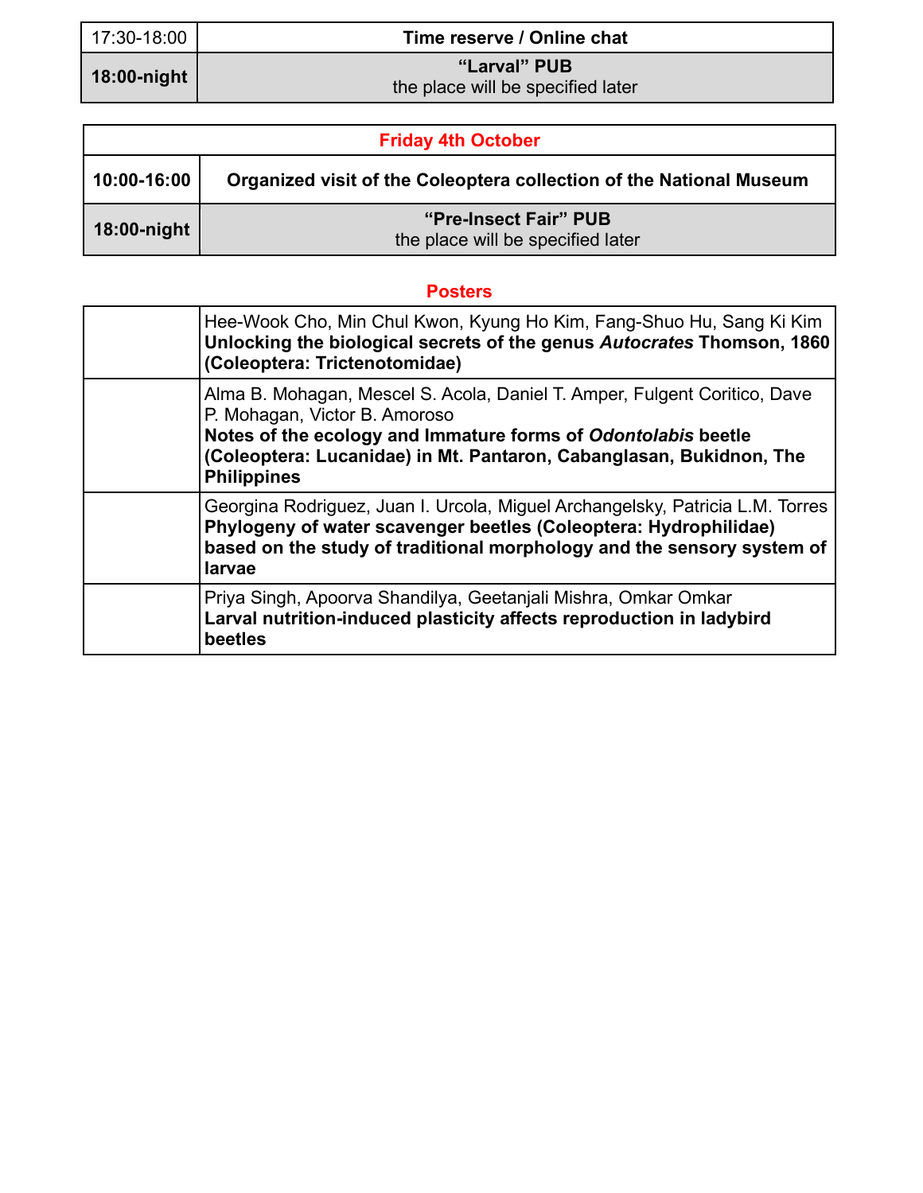| | |
|---|---|
| 17:30-18:00 | **Time reserve / Online chat** |
| **18:00-night** | **“Larval” PUB**<br>the place will be specified later |

| **Friday 4th October** | |
|---|---|
| **10:00-16:00** | **Organized visit of the Coleoptera collection of the National Museum** |
| **18:00-night** | **“Pre-Insect Fair” PUB**<br>the place will be specified later |

## Posters

| | |
|---|---|
| | Hee-Wook Cho, Min Chul Kwon, Kyung Ho Kim, Fang-Shuo Hu, Sang Ki Kim<br>**Unlocking the biological secrets of the genus *Autocrates* Thomson, 1860 (Coleoptera: Trictenotomidae)** |
| | Alma B. Mohagan, Mescel S. Acola, Daniel T. Amper, Fulgent Coritico, Dave P. Mohagan, Victor B. Amoroso<br>**Notes of the ecology and Immature forms of *Odontolabis* beetle (Coleoptera: Lucanidae) in Mt. Pantaron, Cabanglasan, Bukidnon, The Philippines** |
| | Georgina Rodriguez, Juan I. Urcola, Miguel Archangelsky, Patricia L.M. Torres<br>**Phylogeny of water scavenger beetles (Coleoptera: Hydrophilidae) based on the study of traditional morphology and the sensory system of larvae** |
| | Priya Singh, Apoorva Shandilya, Geetanjali Mishra, Omkar Omkar<br>**Larval nutrition-induced plasticity affects reproduction in ladybird beetles** |